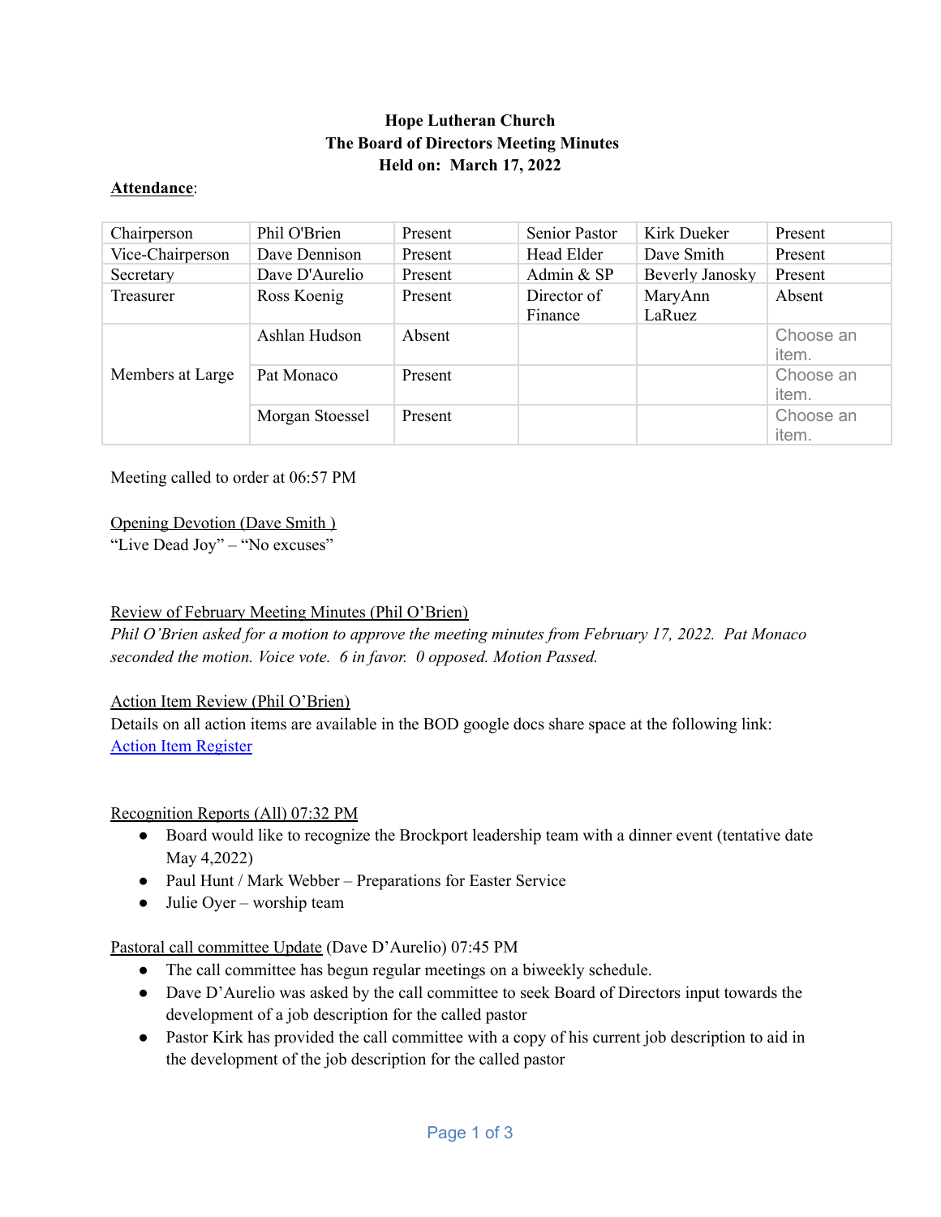**Hope Lutheran Church**
**The Board of Directors Meeting Minutes**
**Held on: March 17, 2022**

**<u>Attendance</u>**:

| | | | | | |
|---|---|---|---|---|---|
| Chairperson | Phil O'Brien | Present | Senior Pastor | Kirk Dueker | Present |
| Vice-Chairperson | Dave Dennison | Present | Head Elder | Dave Smith | Present |
| Secretary | Dave D'Aurelio | Present | Admin & SP | Beverly Janosky | Present |
| Treasurer | Ross Koenig | Present | Director of Finance | MaryAnn LaRuez | Absent |
| Members at Large | Ashlan Hudson | Absent | | | Choose an item. |
| | Pat Monaco | Present | | | Choose an item. |
| | Morgan Stoessel | Present | | | Choose an item. |

Meeting called to order at 06:57 PM

<u>Opening Devotion (Dave Smith )</u>
"Live Dead Joy" – "No excuses"

<u>Review of February Meeting Minutes (Phil O'Brien)</u>
*Phil O'Brien asked for a motion to approve the meeting minutes from February 17, 2022. Pat Monaco seconded the motion. Voice vote. 6 in favor. 0 opposed. Motion Passed.*

<u>Action Item Review (Phil O'Brien)</u>
Details on all action items are available in the BOD google docs share space at the following link: Action Item Register

<u>Recognition Reports (All) 07:32 PM</u>

- Board would like to recognize the Brockport leadership team with a dinner event (tentative date May 4,2022)
- Paul Hunt / Mark Webber – Preparations for Easter Service
- Julie Oyer – worship team

<u>Pastoral call committee Update</u> (Dave D'Aurelio) 07:45 PM

- The call committee has begun regular meetings on a biweekly schedule.
- Dave D'Aurelio was asked by the call committee to seek Board of Directors input towards the development of a job description for the called pastor
- Pastor Kirk has provided the call committee with a copy of his current job description to aid in the development of the job description for the called pastor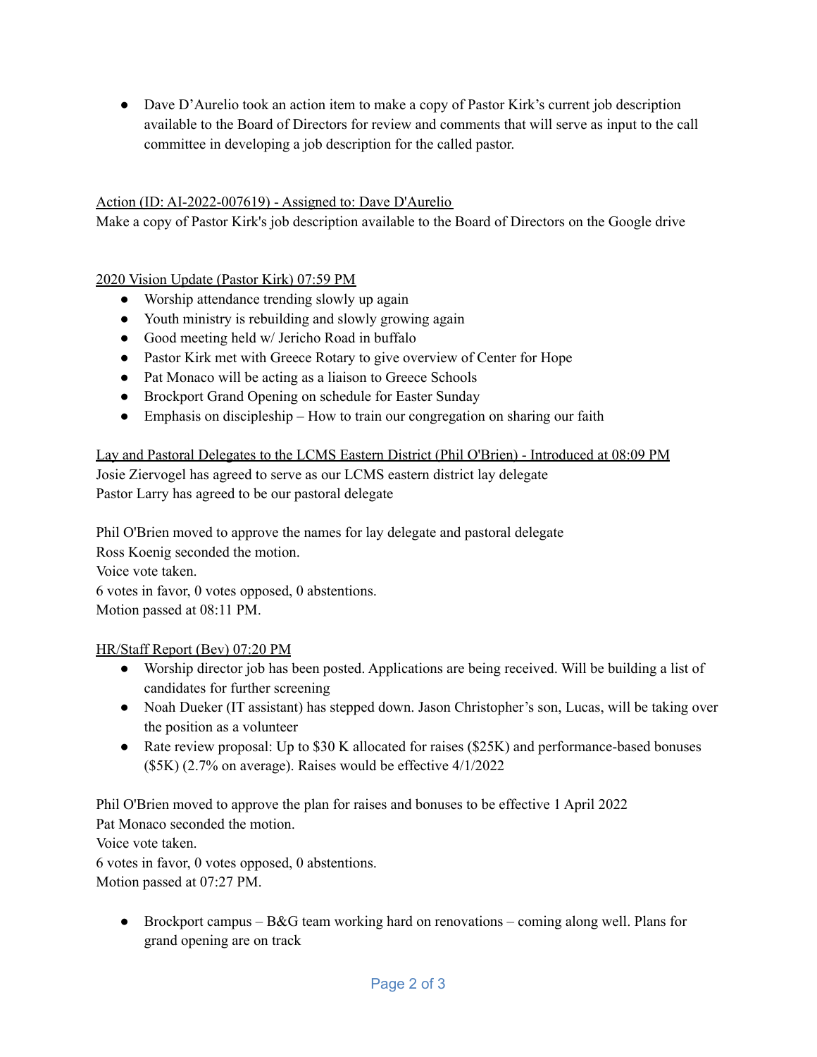- Dave D'Aurelio took an action item to make a copy of Pastor Kirk's current job description available to the Board of Directors for review and comments that will serve as input to the call committee in developing a job description for the called pastor.

<u>Action (ID: AI-2022-007619) - Assigned to: Dave D'Aurelio</u>
Make a copy of Pastor Kirk's job description available to the Board of Directors on the Google drive

<u>2020 Vision Update (Pastor Kirk) 07:59 PM</u>

- Worship attendance trending slowly up again
- Youth ministry is rebuilding and slowly growing again
- Good meeting held w/ Jericho Road in buffalo
- Pastor Kirk met with Greece Rotary to give overview of Center for Hope
- Pat Monaco will be acting as a liaison to Greece Schools
- Brockport Grand Opening on schedule for Easter Sunday
- Emphasis on discipleship – How to train our congregation on sharing our faith

<u>Lay and Pastoral Delegates to the LCMS Eastern District (Phil O'Brien) - Introduced at 08:09 PM</u>
Josie Ziervogel has agreed to serve as our LCMS eastern district lay delegate
Pastor Larry has agreed to be our pastoral delegate

Phil O'Brien moved to approve the names for lay delegate and pastoral delegate
Ross Koenig seconded the motion.
Voice vote taken.
6 votes in favor, 0 votes opposed, 0 abstentions.
Motion passed at 08:11 PM.

<u>HR/Staff Report (Bev) 07:20 PM</u>

- Worship director job has been posted. Applications are being received. Will be building a list of candidates for further screening
- Noah Dueker (IT assistant) has stepped down. Jason Christopher's son, Lucas, will be taking over the position as a volunteer
- Rate review proposal: Up to $30 K allocated for raises ($25K) and performance-based bonuses ($5K) (2.7% on average). Raises would be effective 4/1/2022

Phil O'Brien moved to approve the plan for raises and bonuses to be effective 1 April 2022
Pat Monaco seconded the motion.
Voice vote taken.
6 votes in favor, 0 votes opposed, 0 abstentions.
Motion passed at 07:27 PM.

- Brockport campus – B&G team working hard on renovations – coming along well. Plans for grand opening are on track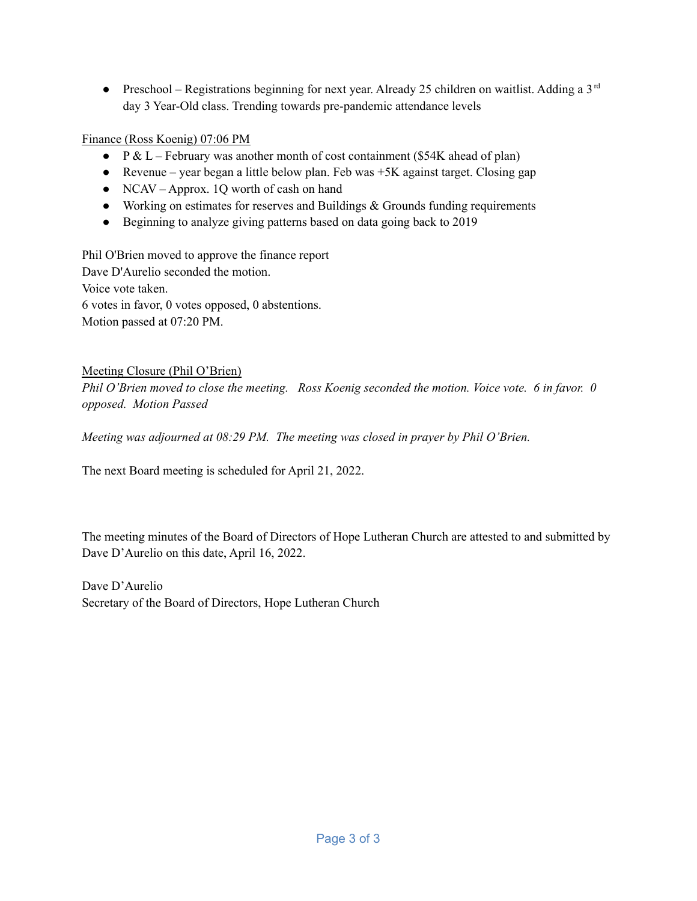- Preschool – Registrations beginning for next year. Already 25 children on waitlist. Adding a 3rd day 3 Year-Old class. Trending towards pre-pandemic attendance levels

Finance (Ross Koenig) 07:06 PM

- P & L – February was another month of cost containment ($54K ahead of plan)
- Revenue – year began a little below plan. Feb was +5K against target. Closing gap
- NCAV – Approx. 1Q worth of cash on hand
- Working on estimates for reserves and Buildings & Grounds funding requirements
- Beginning to analyze giving patterns based on data going back to 2019

Phil O'Brien moved to approve the finance report
Dave D'Aurelio seconded the motion.
Voice vote taken.
6 votes in favor, 0 votes opposed, 0 abstentions.
Motion passed at 07:20 PM.

Meeting Closure (Phil O'Brien)

*Phil O'Brien moved to close the meeting. Ross Koenig seconded the motion. Voice vote. 6 in favor. 0 opposed. Motion Passed*

*Meeting was adjourned at 08:29 PM. The meeting was closed in prayer by Phil O'Brien.*

The next Board meeting is scheduled for April 21, 2022.

The meeting minutes of the Board of Directors of Hope Lutheran Church are attested to and submitted by Dave D'Aurelio on this date, April 16, 2022.

Dave D'Aurelio
Secretary of the Board of Directors, Hope Lutheran Church